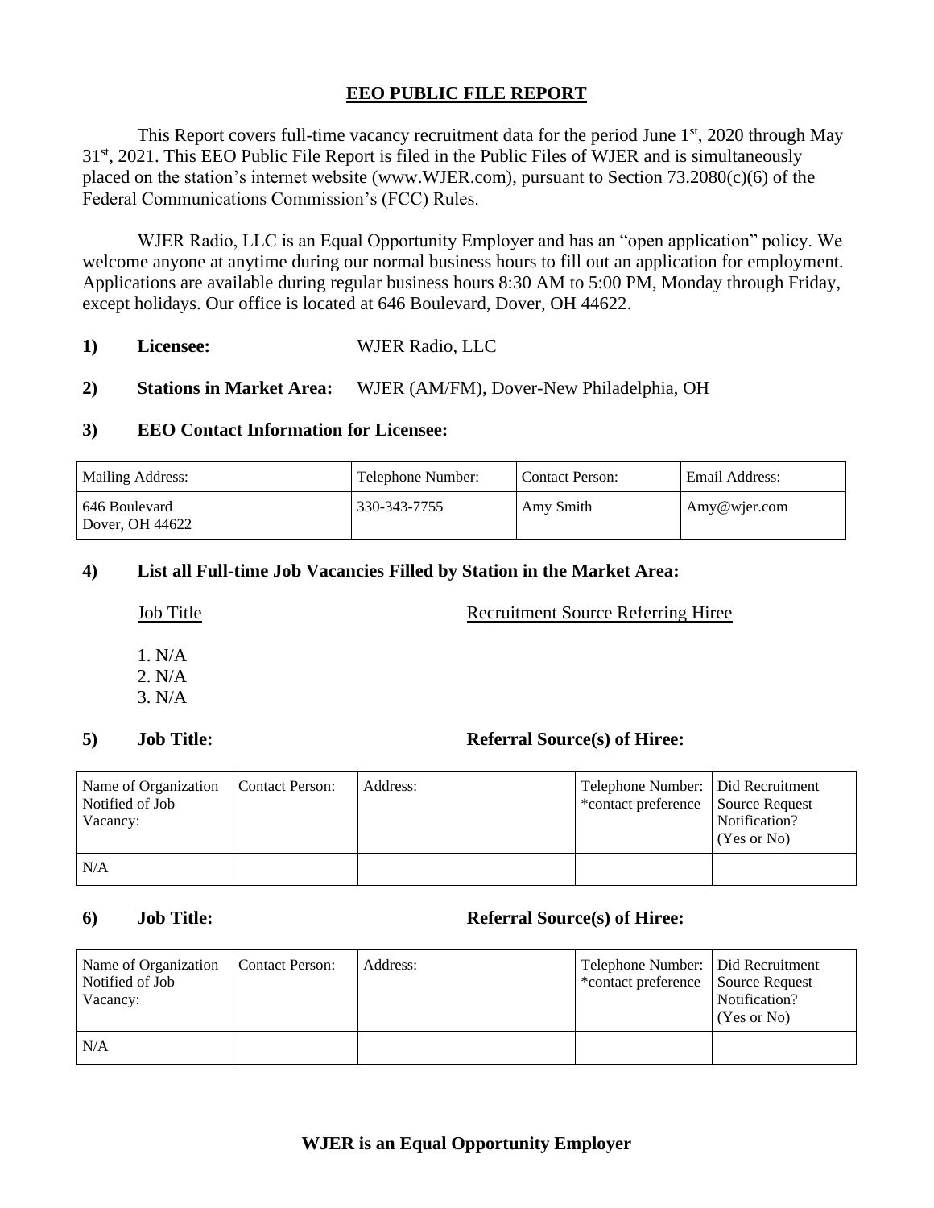# EEO PUBLIC FILE REPORT

This Report covers full-time vacancy recruitment data for the period June 1st, 2020 through May 31st, 2021. This EEO Public File Report is filed in the Public Files of WJER and is simultaneously placed on the station's internet website (www.WJER.com), pursuant to Section 73.2080(c)(6) of the Federal Communications Commission's (FCC) Rules.

WJER Radio, LLC is an Equal Opportunity Employer and has an "open application" policy. We welcome anyone at anytime during our normal business hours to fill out an application for employment. Applications are available during regular business hours 8:30 AM to 5:00 PM, Monday through Friday, except holidays. Our office is located at 646 Boulevard, Dover, OH 44622.

**1) Licensee:** WJER Radio, LLC

**2) Stations in Market Area:** WJER (AM/FM), Dover-New Philadelphia, OH

**3) EEO Contact Information for Licensee:**

| Mailing Address: | Telephone Number: | Contact Person: | Email Address: |
|---|---|---|---|
| 646 Boulevard Dover, OH 44622 | 330-343-7755 | Amy Smith | Amy@wjer.com |

**4) List all Full-time Job Vacancies Filled by Station in the Market Area:**

Job Title — Recruitment Source Referring Hiree

1. N/A
2. N/A
3. N/A

**5) Job Title: Referral Source(s) of Hiree:**

| Name of Organization Notified of Job Vacancy: | Contact Person: | Address: | Telephone Number: *contact preference | Did Recruitment Source Request Notification? (Yes or No) |
|---|---|---|---|---|
| N/A | | | | |

**6) Job Title: Referral Source(s) of Hiree:**

| Name of Organization Notified of Job Vacancy: | Contact Person: | Address: | Telephone Number: *contact preference | Did Recruitment Source Request Notification? (Yes or No) |
|---|---|---|---|---|
| N/A | | | | |

**WJER is an Equal Opportunity Employer**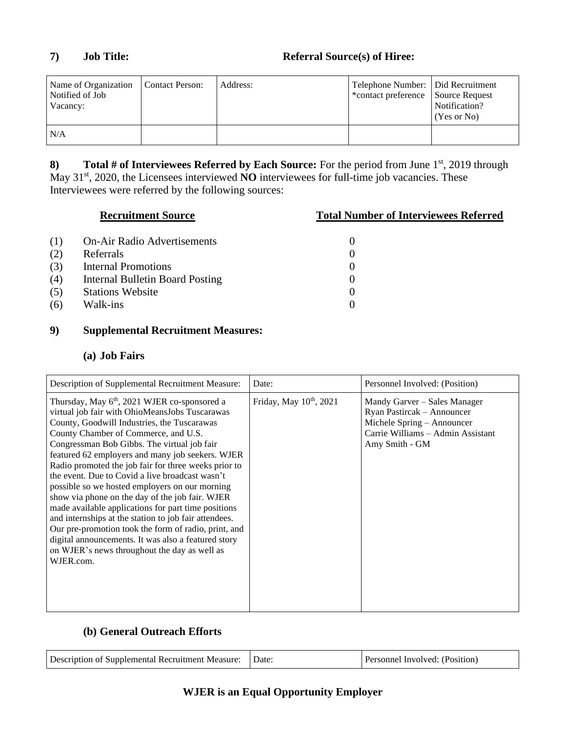**7) Job Title:** **Referral Source(s) of Hiree:**

| Name of Organization Notified of Job Vacancy: | Contact Person: | Address: | Telephone Number: *contact preference | Did Recruitment Source Request Notification? (Yes or No) |
|---|---|---|---|---|
| N/A | | | | |

**8) Total # of Interviewees Referred by Each Source:** For the period from June 1st, 2019 through May 31st, 2020, the Licensees interviewed **NO** interviewees for full-time job vacancies. These Interviewees were referred by the following sources:

| | Recruitment Source | Total Number of Interviewees Referred |
|---|---|---|
| (1) | On-Air Radio Advertisements | 0 |
| (2) | Referrals | 0 |
| (3) | Internal Promotions | 0 |
| (4) | Internal Bulletin Board Posting | 0 |
| (5) | Stations Website | 0 |
| (6) | Walk-ins | 0 |

**9) Supplemental Recruitment Measures:**

**(a) Job Fairs**

| Description of Supplemental Recruitment Measure: | Date: | Personnel Involved: (Position) |
|---|---|---|
| Thursday, May 6th, 2021 WJER co-sponsored a virtual job fair with OhioMeansJobs Tuscarawas County, Goodwill Industries, the Tuscarawas County Chamber of Commerce, and U.S. Congressman Bob Gibbs. The virtual job fair featured 62 employers and many job seekers. WJER Radio promoted the job fair for three weeks prior to the event. Due to Covid a live broadcast wasn't possible so we hosted employers on our morning show via phone on the day of the job fair. WJER made available applications for part time positions and internships at the station to job fair attendees. Our pre-promotion took the form of radio, print, and digital announcements. It was also a featured story on WJER's news throughout the day as well as WJER.com. | Friday, May 10th, 2021 | Mandy Garver – Sales Manager<br>Ryan Pastircak – Announcer<br>Michele Spring – Announcer<br>Carrie Williams – Admin Assistant<br>Amy Smith - GM |

**(b) General Outreach Efforts**

| Description of Supplemental Recruitment Measure: | Date: | Personnel Involved: (Position) |
|---|---|---|

**WJER is an Equal Opportunity Employer**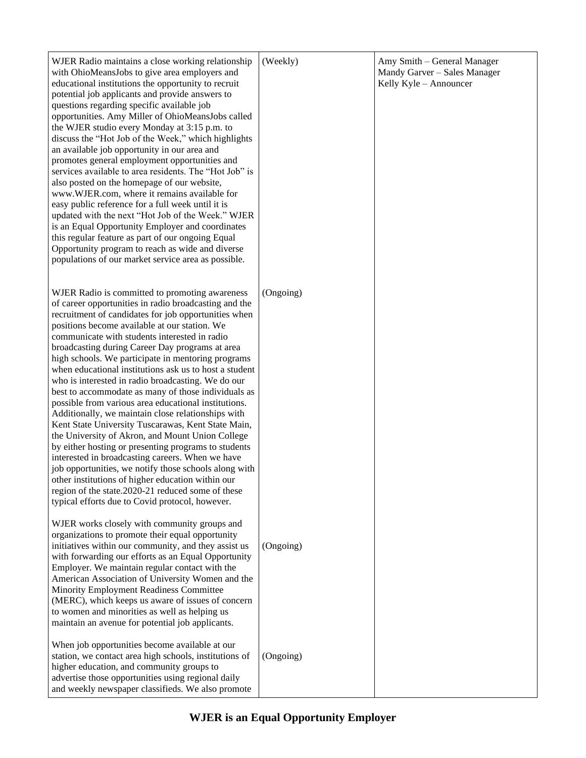| | | |
|---|---|---|
| WJER Radio maintains a close working relationship with OhioMeansJobs to give area employers and educational institutions the opportunity to recruit potential job applicants and provide answers to questions regarding specific available job opportunities. Amy Miller of OhioMeansJobs called the WJER studio every Monday at 3:15 p.m. to discuss the "Hot Job of the Week," which highlights an available job opportunity in our area and promotes general employment opportunities and services available to area residents. The "Hot Job" is also posted on the homepage of our website, www.WJER.com, where it remains available for easy public reference for a full week until it is updated with the next "Hot Job of the Week." WJER is an Equal Opportunity Employer and coordinates this regular feature as part of our ongoing Equal Opportunity program to reach as wide and diverse populations of our market service area as possible. | (Weekly) | Amy Smith – General Manager<br>Mandy Garver – Sales Manager<br>Kelly Kyle – Announcer |
| WJER Radio is committed to promoting awareness of career opportunities in radio broadcasting and the recruitment of candidates for job opportunities when positions become available at our station. We communicate with students interested in radio broadcasting during Career Day programs at area high schools. We participate in mentoring programs when educational institutions ask us to host a student who is interested in radio broadcasting. We do our best to accommodate as many of those individuals as possible from various area educational institutions. Additionally, we maintain close relationships with Kent State University Tuscarawas, Kent State Main, the University of Akron, and Mount Union College by either hosting or presenting programs to students interested in broadcasting careers. When we have job opportunities, we notify those schools along with other institutions of higher education within our region of the state.2020-21 reduced some of these typical efforts due to Covid protocol, however. | (Ongoing) | |
| WJER works closely with community groups and organizations to promote their equal opportunity initiatives within our community, and they assist us with forwarding our efforts as an Equal Opportunity Employer. We maintain regular contact with the American Association of University Women and the Minority Employment Readiness Committee (MERC), which keeps us aware of issues of concern to women and minorities as well as helping us maintain an avenue for potential job applicants. | (Ongoing) | |
| When job opportunities become available at our station, we contact area high schools, institutions of higher education, and community groups to advertise those opportunities using regional daily and weekly newspaper classifieds. We also promote | (Ongoing) | |

**WJER is an Equal Opportunity Employer**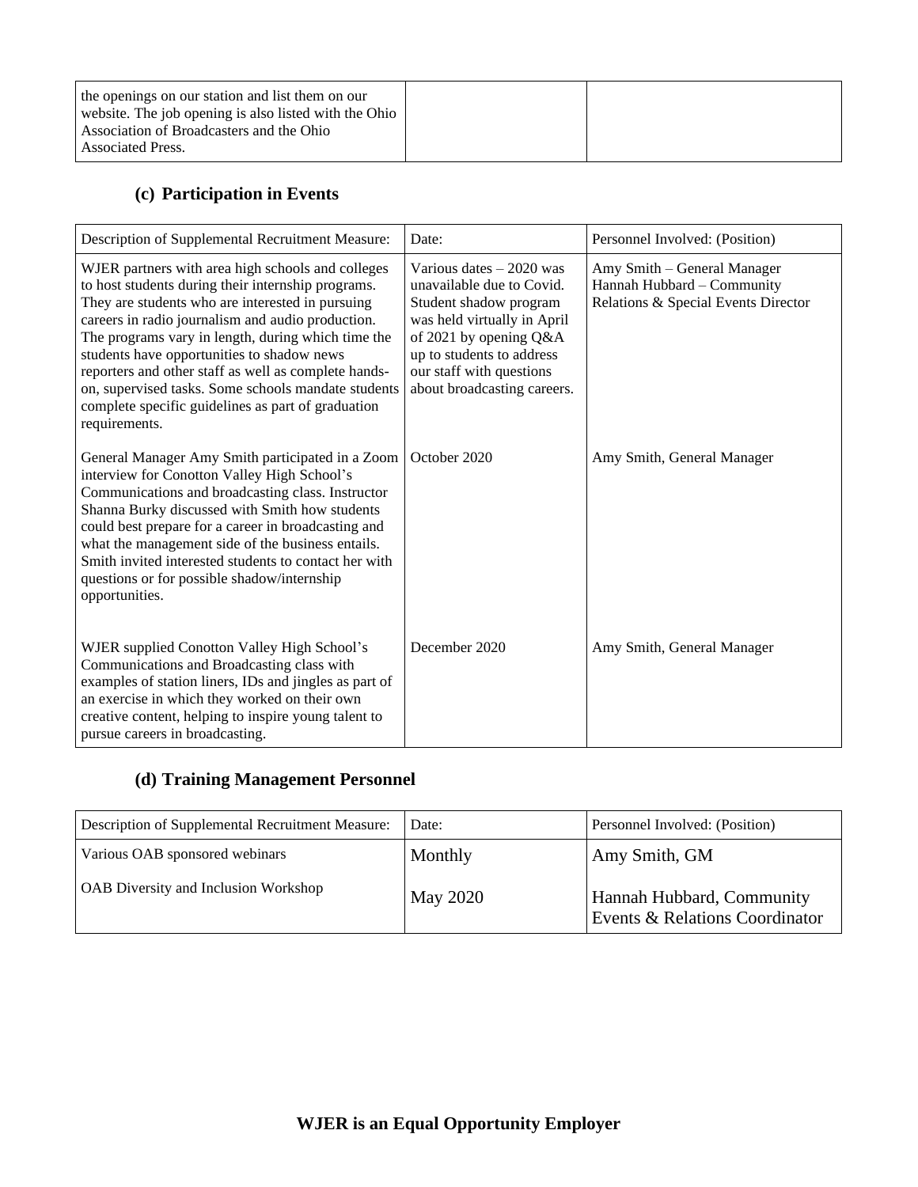| | | |
|---|---|---|
| the openings on our station and list them on our website. The job opening is also listed with the Ohio Association of Broadcasters and the Ohio Associated Press. | | |

### (c) Participation in Events

| Description of Supplemental Recruitment Measure: | Date: | Personnel Involved: (Position) |
|---|---|---|
| WJER partners with area high schools and colleges to host students during their internship programs. They are students who are interested in pursuing careers in radio journalism and audio production. The programs vary in length, during which time the students have opportunities to shadow news reporters and other staff as well as complete hands-on, supervised tasks. Some schools mandate students complete specific guidelines as part of graduation requirements. | Various dates – 2020 was unavailable due to Covid. Student shadow program was held virtually in April of 2021 by opening Q&A up to students to address our staff with questions about broadcasting careers. | Amy Smith – General Manager<br>Hannah Hubbard – Community Relations & Special Events Director |
| General Manager Amy Smith participated in a Zoom interview for Conotton Valley High School's Communications and broadcasting class. Instructor Shanna Burky discussed with Smith how students could best prepare for a career in broadcasting and what the management side of the business entails. Smith invited interested students to contact her with questions or for possible shadow/internship opportunities. | October 2020 | Amy Smith, General Manager |
| WJER supplied Conotton Valley High School's Communications and Broadcasting class with examples of station liners, IDs and jingles as part of an exercise in which they worked on their own creative content, helping to inspire young talent to pursue careers in broadcasting. | December 2020 | Amy Smith, General Manager |

### (d) Training Management Personnel

| Description of Supplemental Recruitment Measure: | Date: | Personnel Involved: (Position) |
|---|---|---|
| Various OAB sponsored webinars | Monthly | Amy Smith, GM |
| OAB Diversity and Inclusion Workshop | May 2020 | Hannah Hubbard, Community Events & Relations Coordinator |

**WJER is an Equal Opportunity Employer**